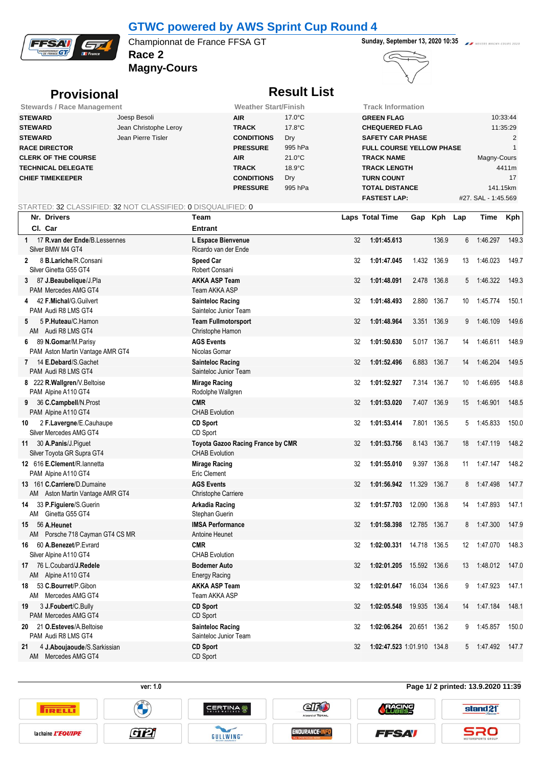# GTWC powered by AWS Sprint Cup Round 4

Championnat de France FFSA GT

**Race 2**

**Magny-Cours**

**Sunday, September 13, 2020 10:35**

## Provisional

## Result List

| Stewards / Race Management | |
|---|---|
| **STEWARD** | Joesp Besoli |
| **STEWARD** | Jean Christophe Leroy |
| **STEWARD** | Jean Pierre Tisler |
| **RACE DIRECTOR** | |
| **CLERK OF THE COURSE** | |
| **TECHNICAL DELEGATE** | |
| **CHIEF TIMEKEEPER** | |

| Weather Start/Finish | |
|---|---|
| **AIR** | 17.0°C |
| **TRACK** | 17.8°C |
| **CONDITIONS** | Dry |
| **PRESSURE** | 995 hPa |
| **AIR** | 21.0°C |
| **TRACK** | 18.9°C |
| **CONDITIONS** | Dry |
| **PRESSURE** | 995 hPa |

| Track Information | |
|---|---|
| **GREEN FLAG** | 10:33:44 |
| **CHEQUERED FLAG** | 11:35:29 |
| **SAFETY CAR PHASE** | 2 |
| **FULL COURSE YELLOW PHASE** | 1 |
| **TRACK NAME** | Magny-Cours |
| **TRACK LENGTH** | 4411m |
| **TURN COUNT** | 17 |
| **TOTAL DISTANCE** | 141.15km |
| **FASTEST LAP:** | #27. SAL - 1:45.569 |

STARTED: 32 CLASSIFIED: 32 NOT CLASSIFIED: 0 DISQUALIFIED: 0

| Pos | Nr. Drivers / Cl. Car | Team / Entrant | Laps | Total Time | Gap | Kph | Lap | Time | Kph |
|---|---|---|---|---|---|---|---|---|---|
| 1 | 17 **R.van der Ende**/B.Lessennes<br>Silver BMW M4 GT4 | **L Espace Bienvenue**<br>Ricardo van der Ende | 32 | **1:01:45.613** | | 136.9 | 6 | 1:46.297 | 149.3 |
| 2 | 8 **B.Lariche**/R.Consani<br>Silver Ginetta G55 GT4 | **Speed Car**<br>Robert Consani | 32 | **1:01:47.045** | 1.432 | 136.9 | 13 | 1:46.023 | 149.7 |
| 3 | 87 **J.Beaubelique**/J.Pla<br>PAM Mercedes AMG GT4 | **AKKA ASP Team**<br>Team AKKA ASP | 32 | **1:01:48.091** | 2.478 | 136.8 | 5 | 1:46.322 | 149.3 |
| 4 | 42 **F.Michal**/G.Guilvert<br>PAM Audi R8 LMS GT4 | **Sainteloc Racing**<br>Sainteloc Junior Team | 32 | **1:01:48.493** | 2.880 | 136.7 | 10 | 1:45.774 | 150.1 |
| 5 | 5 **P.Huteau**/C.Hamon<br>AM Audi R8 LMS GT4 | **Team Fullmotorsport**<br>Christophe Hamon | 32 | **1:01:48.964** | 3.351 | 136.9 | 9 | 1:46.109 | 149.6 |
| 6 | 89 **N.Gomar**/M.Parisy<br>PAM Aston Martin Vantage AMR GT4 | **AGS Events**<br>Nicolas Gomar | 32 | **1:01:50.630** | 5.017 | 136.7 | 14 | 1:46.611 | 148.9 |
| 7 | 14 **E.Debard**/S.Gachet<br>PAM Audi R8 LMS GT4 | **Sainteloc Racing**<br>Sainteloc Junior Team | 32 | **1:01:52.496** | 6.883 | 136.7 | 14 | 1:46.204 | 149.5 |
| 8 | 222 **R.Wallgren**/V.Beltoise<br>PAM Alpine A110 GT4 | **Mirage Racing**<br>Rodolphe Wallgren | 32 | **1:01:52.927** | 7.314 | 136.7 | 10 | 1:46.695 | 148.8 |
| 9 | 36 **C.Campbell**/N.Prost<br>PAM Alpine A110 GT4 | **CMR**<br>CHAB Evolution | 32 | **1:01:53.020** | 7.407 | 136.9 | 15 | 1:46.901 | 148.5 |
| 10 | 2 **F.Lavergne**/E.Cauhaupe<br>Silver Mercedes AMG GT4 | **CD Sport**<br>CD Sport | 32 | **1:01:53.414** | 7.801 | 136.5 | 5 | 1:45.833 | 150.0 |
| 11 | 30 **A.Panis**/J.Piguet<br>Silver Toyota GR Supra GT4 | **Toyota Gazoo Racing France by CMR**<br>CHAB Evolution | 32 | **1:01:53.756** | 8.143 | 136.7 | 18 | 1:47.119 | 148.2 |
| 12 | 616 **E.Clement**/R.Iannetta<br>PAM Alpine A110 GT4 | **Mirage Racing**<br>Eric Clement | 32 | **1:01:55.010** | 9.397 | 136.8 | 11 | 1:47.147 | 148.2 |
| 13 | 161 **C.Carriere**/D.Dumaine<br>AM Aston Martin Vantage AMR GT4 | **AGS Events**<br>Christophe Carriere | 32 | **1:01:56.942** | 11.329 | 136.7 | 8 | 1:47.498 | 147.7 |
| 14 | 33 **P.Figuiere**/S.Guerin<br>AM Ginetta G55 GT4 | **Arkadia Racing**<br>Stephan Guerin | 32 | **1:01:57.703** | 12.090 | 136.8 | 14 | 1:47.893 | 147.1 |
| 15 | 56 **A.Heunet**<br>AM Porsche 718 Cayman GT4 CS MR | **IMSA Performance**<br>Antoine Heunet | 32 | **1:01:58.398** | 12.785 | 136.7 | 8 | 1:47.300 | 147.9 |
| 16 | 60 **A.Benezet**/P.Evrard<br>Silver Alpine A110 GT4 | **CMR**<br>CHAB Evolution | 32 | **1:02:00.331** | 14.718 | 136.5 | 12 | 1:47.070 | 148.3 |
| 17 | 76 L.Coubard/**J.Redele**<br>AM Alpine A110 GT4 | **Bodemer Auto**<br>Energy Racing | 32 | **1:02:01.205** | 15.592 | 136.6 | 13 | 1:48.012 | 147.0 |
| 18 | 53 **C.Bourret**/P.Gibon<br>AM Mercedes AMG GT4 | **AKKA ASP Team**<br>Team AKKA ASP | 32 | **1:02:01.647** | 16.034 | 136.6 | 9 | 1:47.923 | 147.1 |
| 19 | 3 **J.Foubert**/C.Bully<br>PAM Mercedes AMG GT4 | **CD Sport**<br>CD Sport | 32 | **1:02:05.548** | 19.935 | 136.4 | 14 | 1:47.184 | 148.1 |
| 20 | 21 **O.Esteves**/A.Beltoise<br>PAM Audi R8 LMS GT4 | **Sainteloc Racing**<br>Sainteloc Junior Team | 32 | **1:02:06.264** | 20.651 | 136.2 | 9 | 1:45.857 | 150.0 |
| 21 | 4 **J.Aboujaoude**/S.Sarkissian<br>AM Mercedes AMG GT4 | **CD Sport**<br>CD Sport | 32 | **1:02:47.523** | 1:01.910 | 134.8 | 5 | 1:47.492 | 147.7 |

ver: 1.0

Page 1/ 2 printed: 13.9.2020 11:39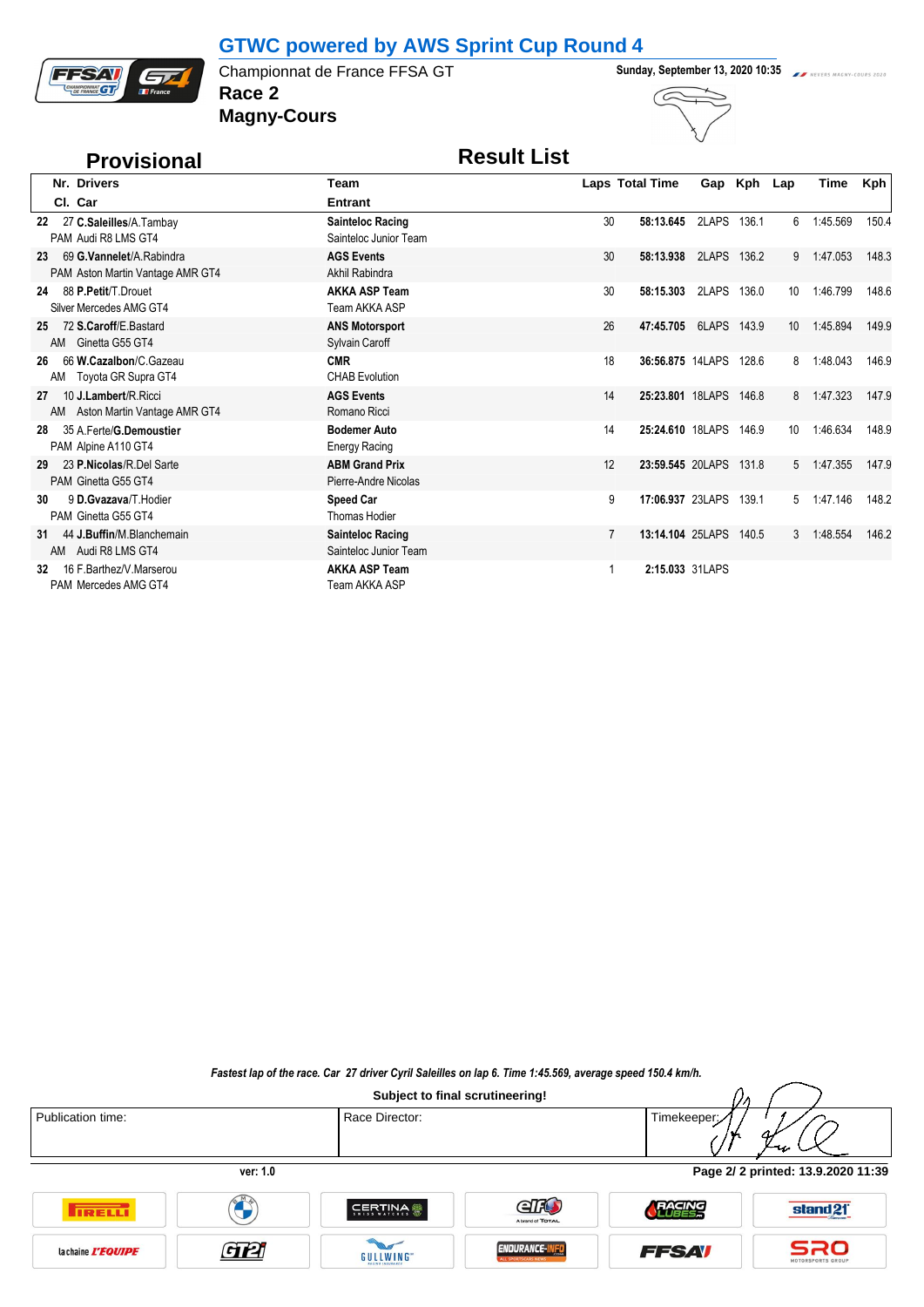# GTWC powered by AWS Sprint Cup Round 4

Championnat de France FFSA GT

**Race 2**

**Magny-Cours**

**Sunday, September 13, 2020 10:35**

## Provisional

## Result List

| Nr. Drivers / Cl. Car | Team / Entrant | Laps | Total Time | Gap | Kph | Lap | Time | Kph |
|---|---|---|---|---|---|---|---|---|
| **22** 27 **C.Saleilles**/A.Tambay<br>PAM Audi R8 LMS GT4 | **Sainteloc Racing**<br>Sainteloc Junior Team | 30 | **58:13.645** | 2LAPS | 136.1 | 6 | 1:45.569 | 150.4 |
| **23** 69 **G.Vannelet**/A.Rabindra<br>PAM Aston Martin Vantage AMR GT4 | **AGS Events**<br>Akhil Rabindra | 30 | **58:13.938** | 2LAPS | 136.2 | 9 | 1:47.053 | 148.3 |
| **24** 88 **P.Petit**/T.Drouet<br>Silver Mercedes AMG GT4 | **AKKA ASP Team**<br>Team AKKA ASP | 30 | **58:15.303** | 2LAPS | 136.0 | 10 | 1:46.799 | 148.6 |
| **25** 72 **S.Caroff**/E.Bastard<br>AM Ginetta G55 GT4 | **ANS Motorsport**<br>Sylvain Caroff | 26 | **47:45.705** | 6LAPS | 143.9 | 10 | 1:45.894 | 149.9 |
| **26** 66 **W.Cazalbon**/C.Gazeau<br>AM Toyota GR Supra GT4 | **CMR**<br>CHAB Evolution | 18 | **36:56.875** | 14LAPS | 128.6 | 8 | 1:48.043 | 146.9 |
| **27** 10 **J.Lambert**/R.Ricci<br>AM Aston Martin Vantage AMR GT4 | **AGS Events**<br>Romano Ricci | 14 | **25:23.801** | 18LAPS | 146.8 | 8 | 1:47.323 | 147.9 |
| **28** 35 A.Ferte/**G.Demoustier**<br>PAM Alpine A110 GT4 | **Bodemer Auto**<br>Energy Racing | 14 | **25:24.610** | 18LAPS | 146.9 | 10 | 1:46.634 | 148.9 |
| **29** 23 **P.Nicolas**/R.Del Sarte<br>PAM Ginetta G55 GT4 | **ABM Grand Prix**<br>Pierre-Andre Nicolas | 12 | **23:59.545** | 20LAPS | 131.8 | 5 | 1:47.355 | 147.9 |
| **30** 9 **D.Gvazava**/T.Hodier<br>PAM Ginetta G55 GT4 | **Speed Car**<br>Thomas Hodier | 9 | **17:06.937** | 23LAPS | 139.1 | 5 | 1:47.146 | 148.2 |
| **31** 44 **J.Buffin**/M.Blanchemain<br>AM Audi R8 LMS GT4 | **Sainteloc Racing**<br>Sainteloc Junior Team | 7 | **13:14.104** | 25LAPS | 140.5 | 3 | 1:48.554 | 146.2 |
| **32** 16 F.Barthez/V.Marserou<br>PAM Mercedes AMG GT4 | **AKKA ASP Team**<br>Team AKKA ASP | 1 | **2:15.033** | 31LAPS | | | | |

*Fastest lap of the race. Car 27 driver Cyril Saleilles on lap 6. Time 1:45.569, average speed 150.4 km/h.*

**Subject to final scrutineering!**

| Publication time: | Race Director: | Timekeeper: |
|---|---|---|
| | | |

ver: 1.0

Page 2/ 2 printed: 13.9.2020 11:39